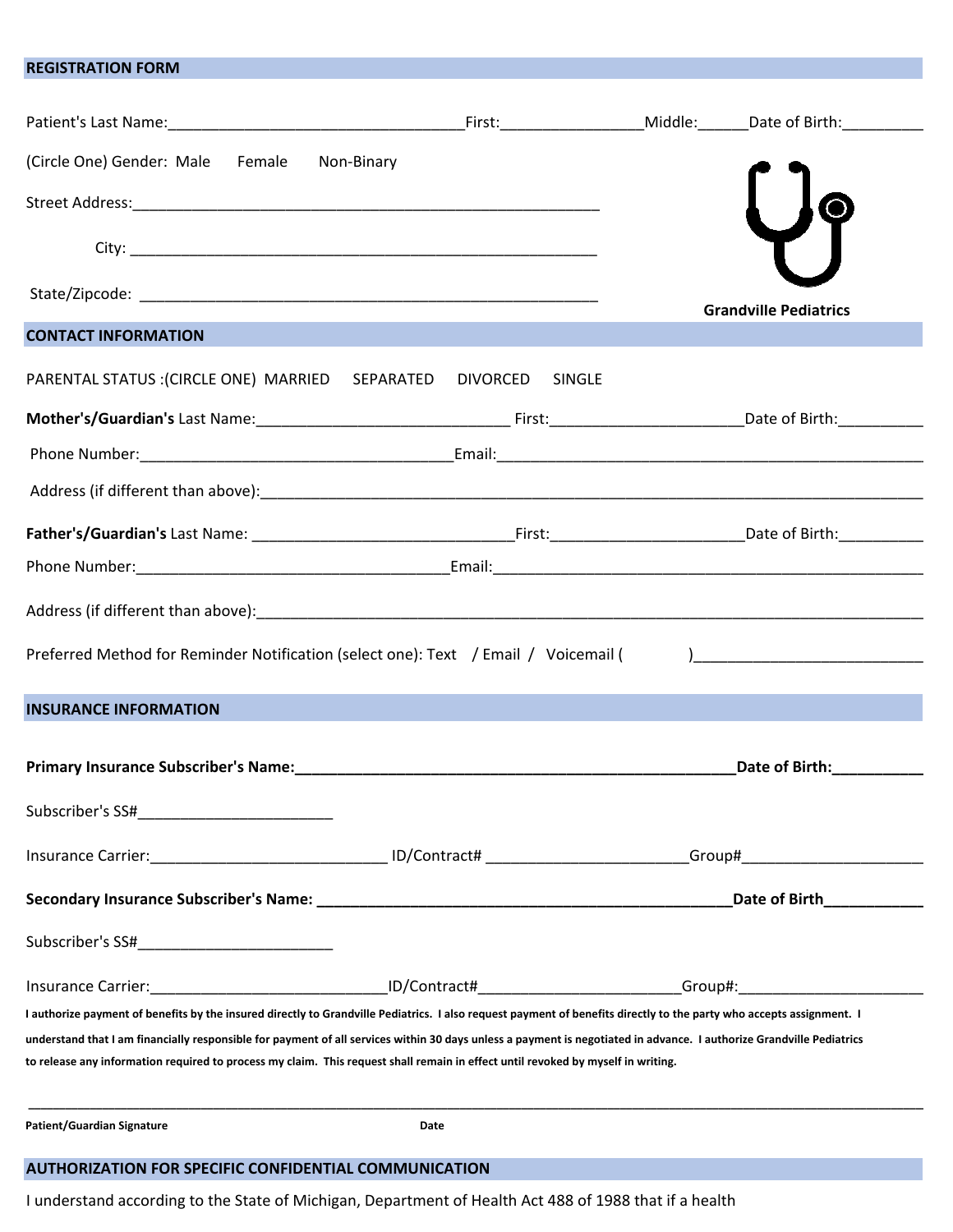## REGISTRATION FORM

Patient's Last Name:___________________________________First:_________________Middle:______Date of Birth:_________

(Circle One) Gender: Male Female Non-Binary

Street Address:_________________________________________________________

City: _________________________________________________________

State/Zipcode: _________________________________________________________

**Grandville Pediatrics**

## CONTACT INFORMATION

PARENTAL STATUS :(CIRCLE ONE) MARRIED SEPARATED DIVORCED SINGLE

**Mother's/Guardian's** Last Name:______________________________ First:______________________Date of Birth:__________

Phone Number:_____________________________________Email:___________________________________________________

Address (if different than above):_______________________________________________________________________________

**Father's/Guardian's** Last Name: ______________________________First:______________________Date of Birth:__________

Phone Number:_____________________________________Email:___________________________________________________

Address (if different than above):_______________________________________________________________________________

Preferred Method for Reminder Notification (select one): Text / Email / Voicemail ( )__________________________

## INSURANCE INFORMATION

**Primary Insurance Subscriber's Name:_____________________________________________________Date of Birth:__________**

Subscriber's SS#_______________________

Insurance Carrier:____________________________ ID/Contract# _______________________Group#_____________________

**Secondary Insurance Subscriber's Name: __________________________________________________Date of Birth___________**

Subscriber's SS#_______________________

Insurance Carrier:____________________________ID/Contract#_______________________Group#:_____________________

**I authorize payment of benefits by the insured directly to Grandville Pediatrics. I also request payment of benefits directly to the party who accepts assignment. I understand that I am financially responsible for payment of all services within 30 days unless a payment is negotiated in advance. I authorize Grandville Pediatrics to release any information required to process my claim. This request shall remain in effect until revoked by myself in writing.**

_______________________________________________________________________________________________________________

**Patient/Guardian Signature** **Date**

## AUTHORIZATION FOR SPECIFIC CONFIDENTIAL COMMUNICATION

I understand according to the State of Michigan, Department of Health Act 488 of 1988 that if a health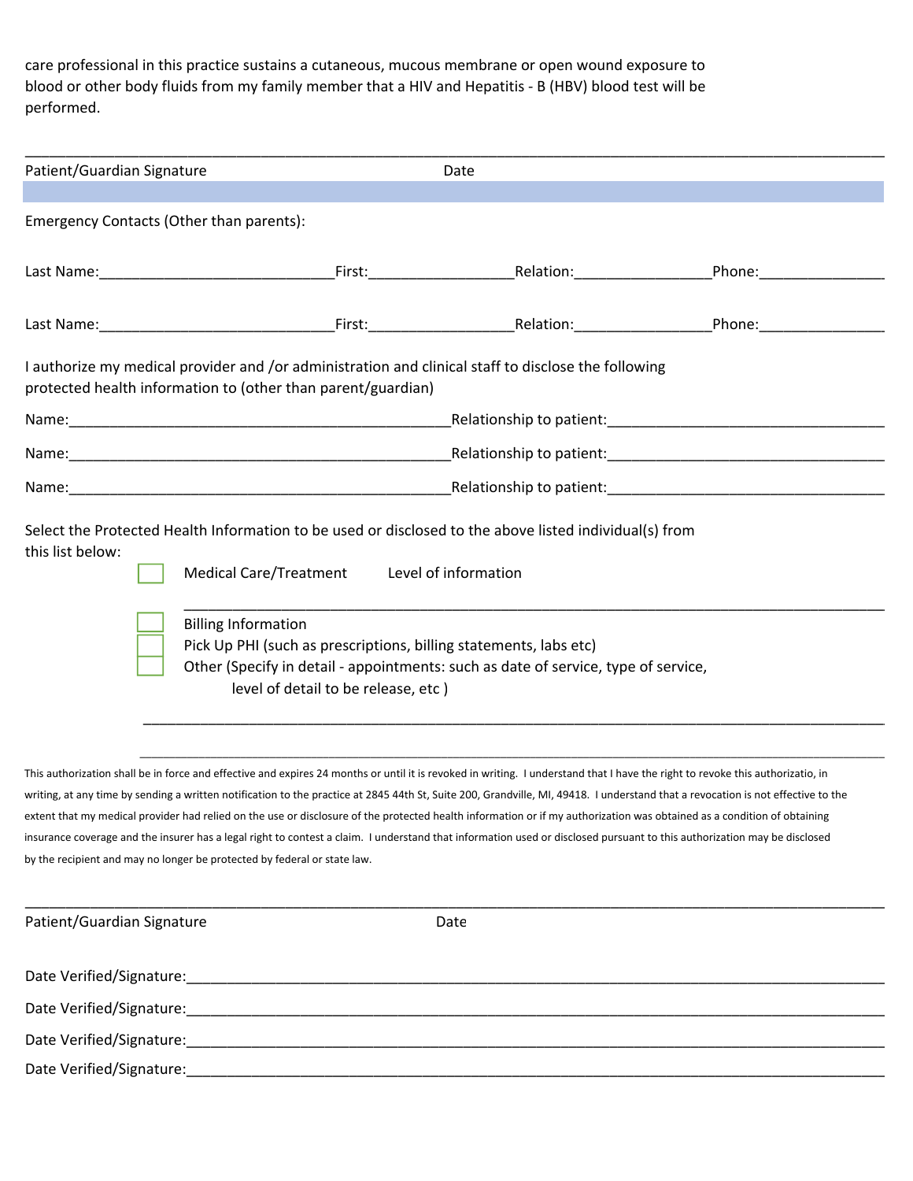care professional in this practice sustains a cutaneous, mucous membrane or open wound exposure to blood or other body fluids from my family member that a HIV and Hepatitis - B (HBV) blood test will be performed.

\_\_\_\_\_\_\_\_\_\_\_\_\_\_\_\_\_\_\_\_\_\_\_\_\_\_\_\_\_\_\_\_\_\_\_\_\_\_\_\_\_\_\_\_\_\_\_\_\_\_\_\_\_\_\_\_\_\_\_\_\_\_\_\_\_\_\_\_\_\_\_\_\_\_\_\_\_\_

Patient/Guardian Signature                                        Date

Emergency Contacts (Other than parents):

Last Name:\_\_\_\_\_\_\_\_\_\_\_\_\_\_\_\_\_\_\_\_\_\_\_\_\_\_\_\_First:\_\_\_\_\_\_\_\_\_\_\_\_\_\_\_\_\_Relation:\_\_\_\_\_\_\_\_\_\_\_\_\_\_\_\_Phone:\_\_\_\_\_\_\_\_\_\_\_\_\_\_\_

Last Name:\_\_\_\_\_\_\_\_\_\_\_\_\_\_\_\_\_\_\_\_\_\_\_\_\_\_\_\_First:\_\_\_\_\_\_\_\_\_\_\_\_\_\_\_\_\_Relation:\_\_\_\_\_\_\_\_\_\_\_\_\_\_\_\_Phone:\_\_\_\_\_\_\_\_\_\_\_\_\_\_\_

I authorize my medical provider and /or administration and clinical staff to disclose the following protected health information to (other than parent/guardian)

Name:\_\_\_\_\_\_\_\_\_\_\_\_\_\_\_\_\_\_\_\_\_\_\_\_\_\_\_\_\_\_\_\_\_\_\_\_\_\_\_\_\_\_\_\_\_Relationship to patient:\_\_\_\_\_\_\_\_\_\_\_\_\_\_\_\_\_\_\_\_\_\_\_\_\_\_\_\_\_\_\_\_\_

Name:\_\_\_\_\_\_\_\_\_\_\_\_\_\_\_\_\_\_\_\_\_\_\_\_\_\_\_\_\_\_\_\_\_\_\_\_\_\_\_\_\_\_\_\_\_Relationship to patient:\_\_\_\_\_\_\_\_\_\_\_\_\_\_\_\_\_\_\_\_\_\_\_\_\_\_\_\_\_\_\_\_\_

Name:\_\_\_\_\_\_\_\_\_\_\_\_\_\_\_\_\_\_\_\_\_\_\_\_\_\_\_\_\_\_\_\_\_\_\_\_\_\_\_\_\_\_\_\_\_Relationship to patient:\_\_\_\_\_\_\_\_\_\_\_\_\_\_\_\_\_\_\_\_\_\_\_\_\_\_\_\_\_\_\_\_\_

Select the Protected Health Information to be used or disclosed to the above listed individual(s) from this list below:

- ☐ Medical Care/Treatment        Level of information

  \_\_\_\_\_\_\_\_\_\_\_\_\_\_\_\_\_\_\_\_\_\_\_\_\_\_\_\_\_\_\_\_\_\_\_\_\_\_\_\_\_\_\_\_\_\_\_\_\_\_\_\_\_\_\_\_\_\_\_\_\_\_\_\_\_\_\_\_\_\_\_\_\_

- ☐ Billing Information
- ☐ Pick Up PHI (such as prescriptions, billing statements, labs etc)
- ☐ Other (Specify in detail - appointments: such as date of service, type of service, level of detail to be release, etc )

  \_\_\_\_\_\_\_\_\_\_\_\_\_\_\_\_\_\_\_\_\_\_\_\_\_\_\_\_\_\_\_\_\_\_\_\_\_\_\_\_\_\_\_\_\_\_\_\_\_\_\_\_\_\_\_\_\_\_\_\_\_\_\_\_\_\_\_\_\_\_\_\_\_

  \_\_\_\_\_\_\_\_\_\_\_\_\_\_\_\_\_\_\_\_\_\_\_\_\_\_\_\_\_\_\_\_\_\_\_\_\_\_\_\_\_\_\_\_\_\_\_\_\_\_\_\_\_\_\_\_\_\_\_\_\_\_\_\_\_\_\_\_\_\_\_\_\_

This authorization shall be in force and effective and expires 24 months or until it is revoked in writing. I understand that I have the right to revoke this authorizatio, in writing, at any time by sending a written notification to the practice at 2845 44th St, Suite 200, Grandville, MI, 49418. I understand that a revocation is not effective to the extent that my medical provider had relied on the use or disclosure of the protected health information or if my authorization was obtained as a condition of obtaining insurance coverage and the insurer has a legal right to contest a claim. I understand that information used or disclosed pursuant to this authorization may be disclosed by the recipient and may no longer be protected by federal or state law.

\_\_\_\_\_\_\_\_\_\_\_\_\_\_\_\_\_\_\_\_\_\_\_\_\_\_\_\_\_\_\_\_\_\_\_\_\_\_\_\_\_\_\_\_\_\_\_\_\_\_\_\_\_\_\_\_\_\_\_\_\_\_\_\_\_\_\_\_\_\_\_\_\_\_\_\_\_\_

Patient/Guardian Signature                                        Date

Date Verified/Signature:\_\_\_\_\_\_\_\_\_\_\_\_\_\_\_\_\_\_\_\_\_\_\_\_\_\_\_\_\_\_\_\_\_\_\_\_\_\_\_\_\_\_\_\_\_\_\_\_\_\_\_\_\_\_\_\_\_\_\_\_\_\_\_\_\_\_

Date Verified/Signature:\_\_\_\_\_\_\_\_\_\_\_\_\_\_\_\_\_\_\_\_\_\_\_\_\_\_\_\_\_\_\_\_\_\_\_\_\_\_\_\_\_\_\_\_\_\_\_\_\_\_\_\_\_\_\_\_\_\_\_\_\_\_\_\_\_\_

Date Verified/Signature:\_\_\_\_\_\_\_\_\_\_\_\_\_\_\_\_\_\_\_\_\_\_\_\_\_\_\_\_\_\_\_\_\_\_\_\_\_\_\_\_\_\_\_\_\_\_\_\_\_\_\_\_\_\_\_\_\_\_\_\_\_\_\_\_\_\_

Date Verified/Signature:\_\_\_\_\_\_\_\_\_\_\_\_\_\_\_\_\_\_\_\_\_\_\_\_\_\_\_\_\_\_\_\_\_\_\_\_\_\_\_\_\_\_\_\_\_\_\_\_\_\_\_\_\_\_\_\_\_\_\_\_\_\_\_\_\_\_